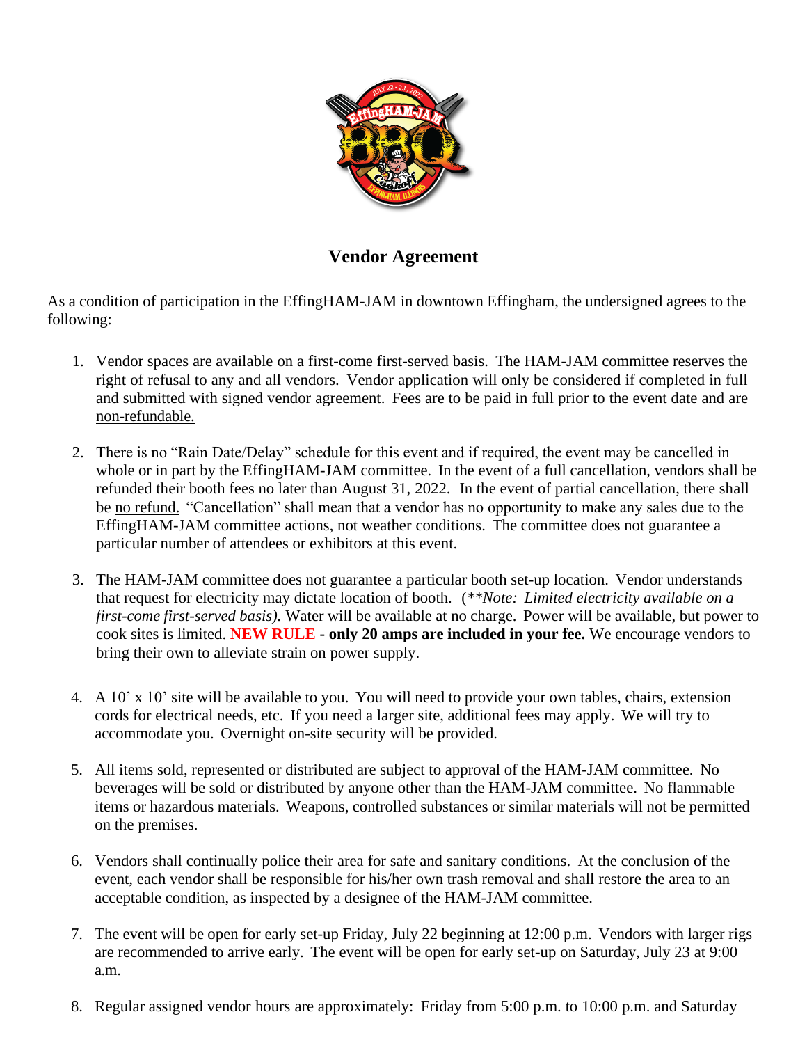## Vendor Agreement

As a condition of participation in the EffingHAM-JAM in downtown Effingham, the undersigned agrees to the following:

1. Vendor spaces are available on a first-come first-served basis. The HAM-JAM committee reserves the right of refusal to any and all vendors. Vendor application will only be considered if completed in full and submitted with signed vendor agreement. Fees are to be paid in full prior to the event date and are non-refundable.

2. There is no "Rain Date/Delay" schedule for this event and if required, the event may be cancelled in whole or in part by the EffingHAM-JAM committee. In the event of a full cancellation, vendors shall be refunded their booth fees no later than August 31, 2022. In the event of partial cancellation, there shall be no refund. "Cancellation" shall mean that a vendor has no opportunity to make any sales due to the EffingHAM-JAM committee actions, not weather conditions. The committee does not guarantee a particular number of attendees or exhibitors at this event.

3. The HAM-JAM committee does not guarantee a particular booth set-up location. Vendor understands that request for electricity may dictate location of booth. (*\*\*Note: Limited electricity available on a first-come first-served basis).* Water will be available at no charge. Power will be available, but power to cook sites is limited. **NEW RULE - only 20 amps are included in your fee.** We encourage vendors to bring their own to alleviate strain on power supply.

4. A 10' x 10' site will be available to you. You will need to provide your own tables, chairs, extension cords for electrical needs, etc. If you need a larger site, additional fees may apply. We will try to accommodate you. Overnight on-site security will be provided.

5. All items sold, represented or distributed are subject to approval of the HAM-JAM committee. No beverages will be sold or distributed by anyone other than the HAM-JAM committee. No flammable items or hazardous materials. Weapons, controlled substances or similar materials will not be permitted on the premises.

6. Vendors shall continually police their area for safe and sanitary conditions. At the conclusion of the event, each vendor shall be responsible for his/her own trash removal and shall restore the area to an acceptable condition, as inspected by a designee of the HAM-JAM committee.

7. The event will be open for early set-up Friday, July 22 beginning at 12:00 p.m. Vendors with larger rigs are recommended to arrive early. The event will be open for early set-up on Saturday, July 23 at 9:00 a.m.

8. Regular assigned vendor hours are approximately: Friday from 5:00 p.m. to 10:00 p.m. and Saturday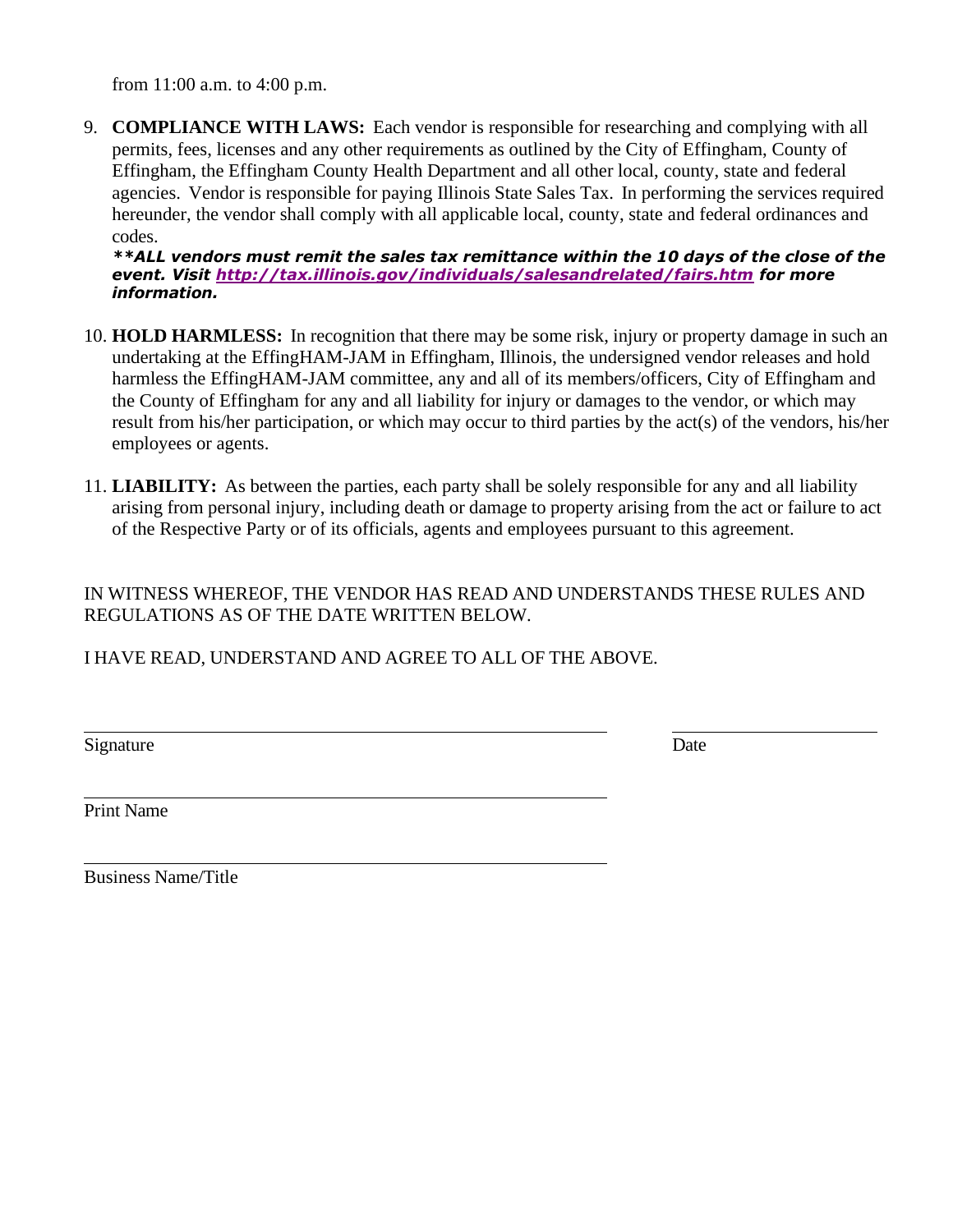from 11:00 a.m. to 4:00 p.m.

9. **COMPLIANCE WITH LAWS:** Each vendor is responsible for researching and complying with all permits, fees, licenses and any other requirements as outlined by the City of Effingham, County of Effingham, the Effingham County Health Department and all other local, county, state and federal agencies. Vendor is responsible for paying Illinois State Sales Tax. In performing the services required hereunder, the vendor shall comply with all applicable local, county, state and federal ordinances and codes.
   ***\*\*ALL vendors must remit the sales tax remittance within the 10 days of the close of the event. Visit [http://tax.illinois.gov/individuals/salesandrelated/fairs.htm](http://tax.illinois.gov/individuals/salesandrelated/fairs.htm) for more information.***

10. **HOLD HARMLESS:** In recognition that there may be some risk, injury or property damage in such an undertaking at the EffingHAM-JAM in Effingham, Illinois, the undersigned vendor releases and hold harmless the EffingHAM-JAM committee, any and all of its members/officers, City of Effingham and the County of Effingham for any and all liability for injury or damages to the vendor, or which may result from his/her participation, or which may occur to third parties by the act(s) of the vendors, his/her employees or agents.

11. **LIABILITY:** As between the parties, each party shall be solely responsible for any and all liability arising from personal injury, including death or damage to property arising from the act or failure to act of the Respective Party or of its officials, agents and employees pursuant to this agreement.

IN WITNESS WHEREOF, THE VENDOR HAS READ AND UNDERSTANDS THESE RULES AND REGULATIONS AS OF THE DATE WRITTEN BELOW.

I HAVE READ, UNDERSTAND AND AGREE TO ALL OF THE ABOVE.

_______________________________________________ _____________________

Signature Date

_______________________________________________

Print Name

_______________________________________________

Business Name/Title